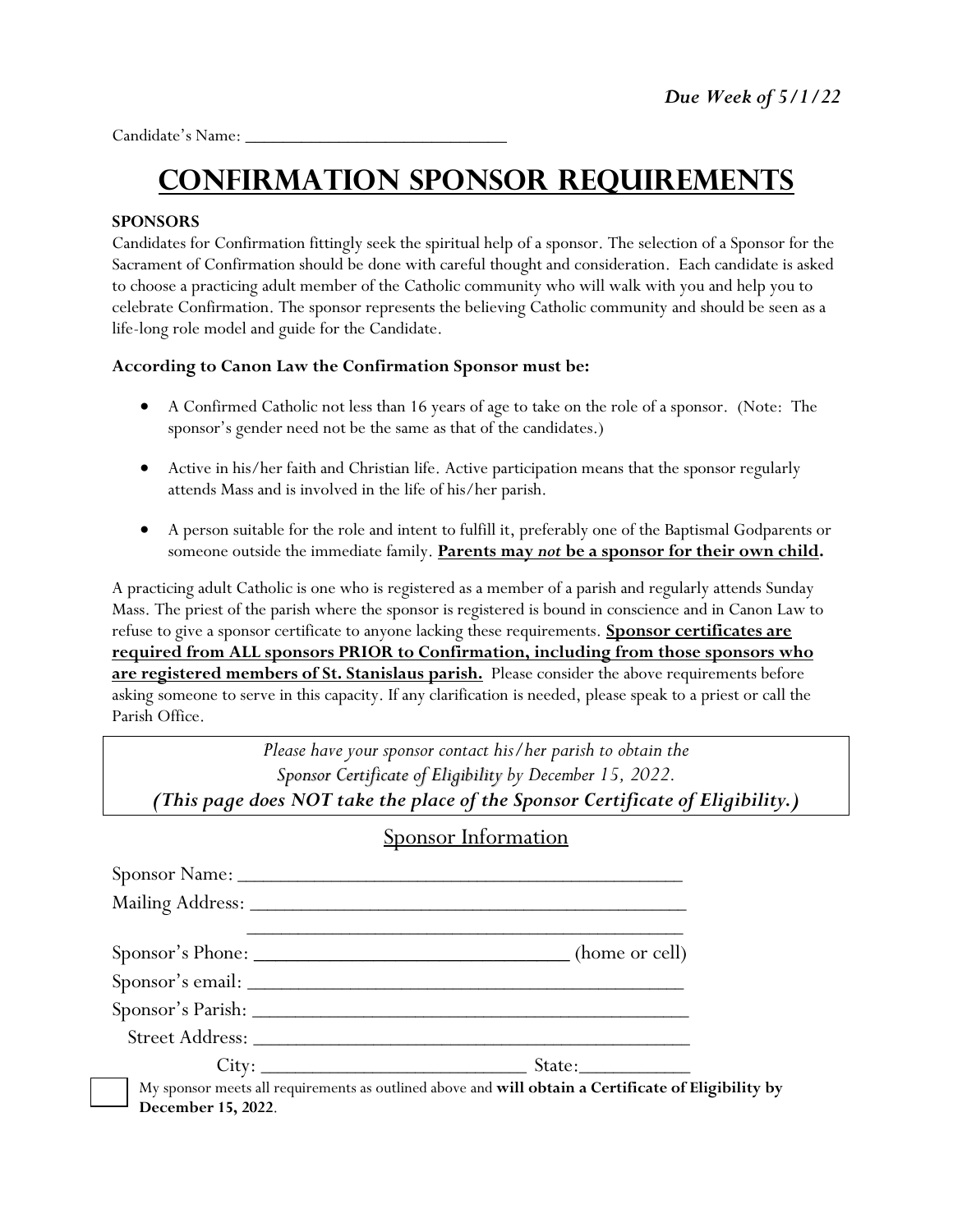***Due Week of 5/1/22***

Candidate's Name: ___________________________

# CONFIRMATION SPONSOR REQUIREMENTS

**SPONSORS**

Candidates for Confirmation fittingly seek the spiritual help of a sponsor. The selection of a Sponsor for the Sacrament of Confirmation should be done with careful thought and consideration. Each candidate is asked to choose a practicing adult member of the Catholic community who will walk with you and help you to celebrate Confirmation. The sponsor represents the believing Catholic community and should be seen as a life-long role model and guide for the Candidate.

**According to Canon Law the Confirmation Sponsor must be:**

- A Confirmed Catholic not less than 16 years of age to take on the role of a sponsor. (Note: The sponsor's gender need not be the same as that of the candidates.)
- Active in his/her faith and Christian life. Active participation means that the sponsor regularly attends Mass and is involved in the life of his/her parish.
- A person suitable for the role and intent to fulfill it, preferably one of the Baptismal Godparents or someone outside the immediate family. **<u>Parents may *not* be a sponsor for their own child</u>.**

A practicing adult Catholic is one who is registered as a member of a parish and regularly attends Sunday Mass. The priest of the parish where the sponsor is registered is bound in conscience and in Canon Law to refuse to give a sponsor certificate to anyone lacking these requirements. **<u>Sponsor certificates are required from ALL sponsors PRIOR to Confirmation, including from those sponsors who are registered members of St. Stanislaus parish.</u>** Please consider the above requirements before asking someone to serve in this capacity. If any clarification is needed, please speak to a priest or call the Parish Office.

*Please have your sponsor contact his/her parish to obtain the Sponsor Certificate of Eligibility by December 15, 2022.*
***(This page does NOT take the place of the Sponsor Certificate of Eligibility.)***

## <u>Sponsor Information</u>

Sponsor Name: ________________________________________

Mailing Address: ________________________________________

________________________________________

Sponsor's Phone: ____________________________ (home or cell)

Sponsor's email: ________________________________________

Sponsor's Parish: ________________________________________

Street Address: ________________________________________

City: ________________________ State: __________

☐ My sponsor meets all requirements as outlined above and **will obtain a Certificate of Eligibility by December 15, 2022**.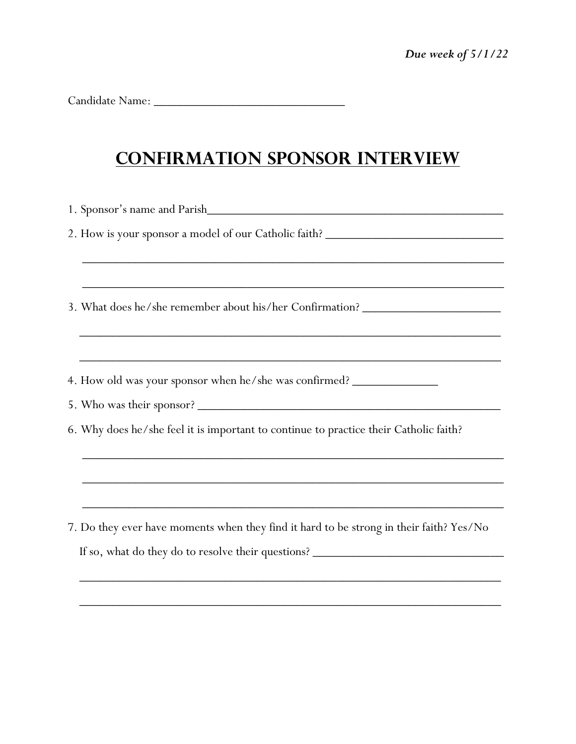*Due week of 5/1/22*

Candidate Name: ______________________________

# Confirmation Sponsor Interview

1. Sponsor's name and Parish______________________________________________

2. How is your sponsor a model of our Catholic faith? ____________________________

   ____________________________________________________________________

   ____________________________________________________________________

3. What does he/she remember about his/her Confirmation? _____________________

   ____________________________________________________________________

   ____________________________________________________________________

4. How old was your sponsor when he/she was confirmed? _____________

5. Who was their sponsor? _______________________________________________

6. Why does he/she feel it is important to continue to practice their Catholic faith?

   ____________________________________________________________________

   ____________________________________________________________________

   ____________________________________________________________________

7. Do they ever have moments when they find it hard to be strong in their faith? Yes/No

   If so, what do they do to resolve their questions? ______________________________

   ____________________________________________________________________

   ____________________________________________________________________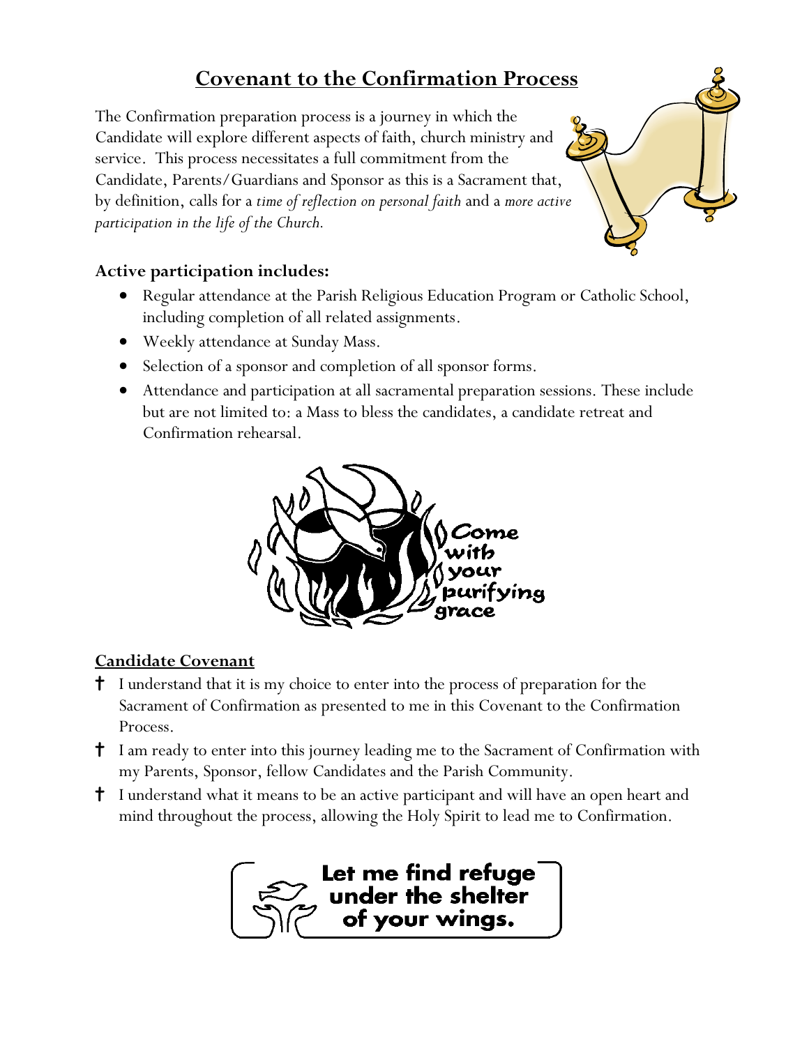# Covenant to the Confirmation Process

The Confirmation preparation process is a journey in which the Candidate will explore different aspects of faith, church ministry and service. This process necessitates a full commitment from the Candidate, Parents/Guardians and Sponsor as this is a Sacrament that, by definition, calls for a *time of reflection on personal faith* and a *more active participation in the life of the Church.*

**Active participation includes:**

- Regular attendance at the Parish Religious Education Program or Catholic School, including completion of all related assignments.
- Weekly attendance at Sunday Mass.
- Selection of a sponsor and completion of all sponsor forms.
- Attendance and participation at all sacramental preparation sessions. These include but are not limited to: a Mass to bless the candidates, a candidate retreat and Confirmation rehearsal.

Come with your purifying grace

## Candidate Covenant

- † I understand that it is my choice to enter into the process of preparation for the Sacrament of Confirmation as presented to me in this Covenant to the Confirmation Process.
- † I am ready to enter into this journey leading me to the Sacrament of Confirmation with my Parents, Sponsor, fellow Candidates and the Parish Community.
- † I understand what it means to be an active participant and will have an open heart and mind throughout the process, allowing the Holy Spirit to lead me to Confirmation.

Let me find refuge under the shelter of your wings.